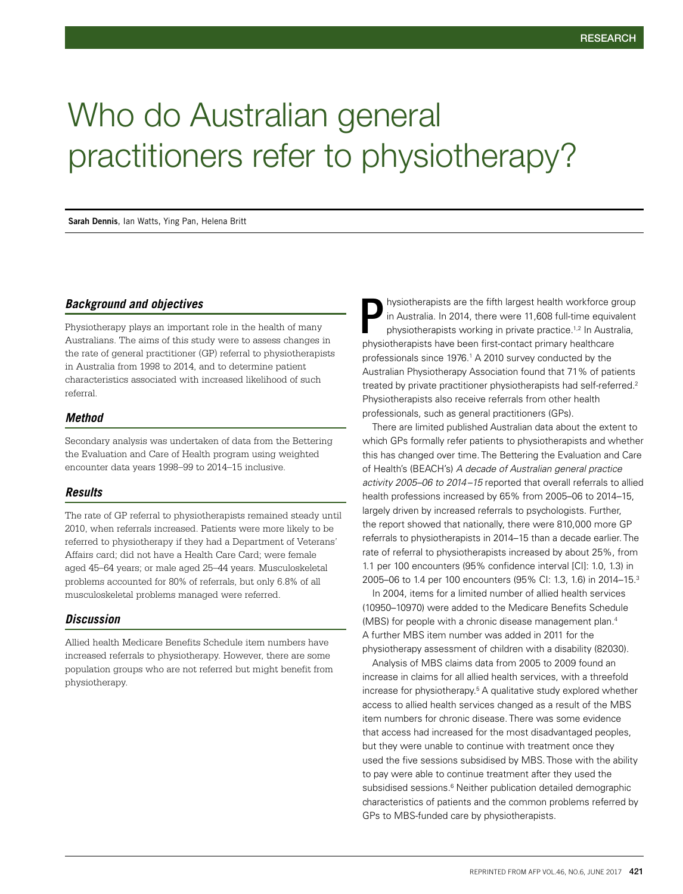# Who do Australian general practitioners refer to physiotherapy?

**Sarah Dennis**, Ian Watts, Ying Pan, Helena Britt

### *Background and objectives*

Physiotherapy plays an important role in the health of many Australians. The aims of this study were to assess changes in the rate of general practitioner (GP) referral to physiotherapists in Australia from 1998 to 2014, and to determine patient characteristics associated with increased likelihood of such referral.

### *Method*

Secondary analysis was undertaken of data from the Bettering the Evaluation and Care of Health program using weighted encounter data years 1998–99 to 2014–15 inclusive.

### *Results*

The rate of GP referral to physiotherapists remained steady until 2010, when referrals increased. Patients were more likely to be referred to physiotherapy if they had a Department of Veterans' Affairs card; did not have a Health Care Card; were female aged 45–64 years; or male aged 25–44 years. Musculoskeletal problems accounted for 80% of referrals, but only 6.8% of all musculoskeletal problems managed were referred.

### *Discussion*

Allied health Medicare Benefits Schedule item numbers have increased referrals to physiotherapy. However, there are some population groups who are not referred but might benefit from physiotherapy.

Physiotherapists are the fifth largest health workforce group in Australia. In 2014, there were 11,608 full-time equivalent physiotherapists working in private practice.[1,2] In Australia, physiotherapists have been first-contact primary healthcare professionals since 1976.[1] A 2010 survey conducted by the Australian Physiotherapy Association found that 71% of patients treated by private practitioner physiotherapists had self-referred.[2] Physiotherapists also receive referrals from other health professionals, such as general practitioners (GPs).

There are limited published Australian data about the extent to which GPs formally refer patients to physiotherapists and whether this has changed over time. The Bettering the Evaluation and Care of Health's (BEACH's) *A decade of Australian general practice activity 2005–06 to 2014–15* reported that overall referrals to allied health professions increased by 65% from 2005–06 to 2014–15, largely driven by increased referrals to psychologists. Further, the report showed that nationally, there were 810,000 more GP referrals to physiotherapists in 2014–15 than a decade earlier. The rate of referral to physiotherapists increased by about 25%, from 1.1 per 100 encounters (95% confidence interval [CI]: 1.0, 1.3) in 2005–06 to 1.4 per 100 encounters (95% CI: 1.3, 1.6) in 2014–15.[3]

In 2004, items for a limited number of allied health services (10950–10970) were added to the Medicare Benefits Schedule (MBS) for people with a chronic disease management plan.[4] A further MBS item number was added in 2011 for the physiotherapy assessment of children with a disability (82030).

Analysis of MBS claims data from 2005 to 2009 found an increase in claims for all allied health services, with a threefold increase for physiotherapy.[5] A qualitative study explored whether access to allied health services changed as a result of the MBS item numbers for chronic disease. There was some evidence that access had increased for the most disadvantaged peoples, but they were unable to continue with treatment once they used the five sessions subsidised by MBS. Those with the ability to pay were able to continue treatment after they used the subsidised sessions.[6] Neither publication detailed demographic characteristics of patients and the common problems referred by GPs to MBS-funded care by physiotherapists.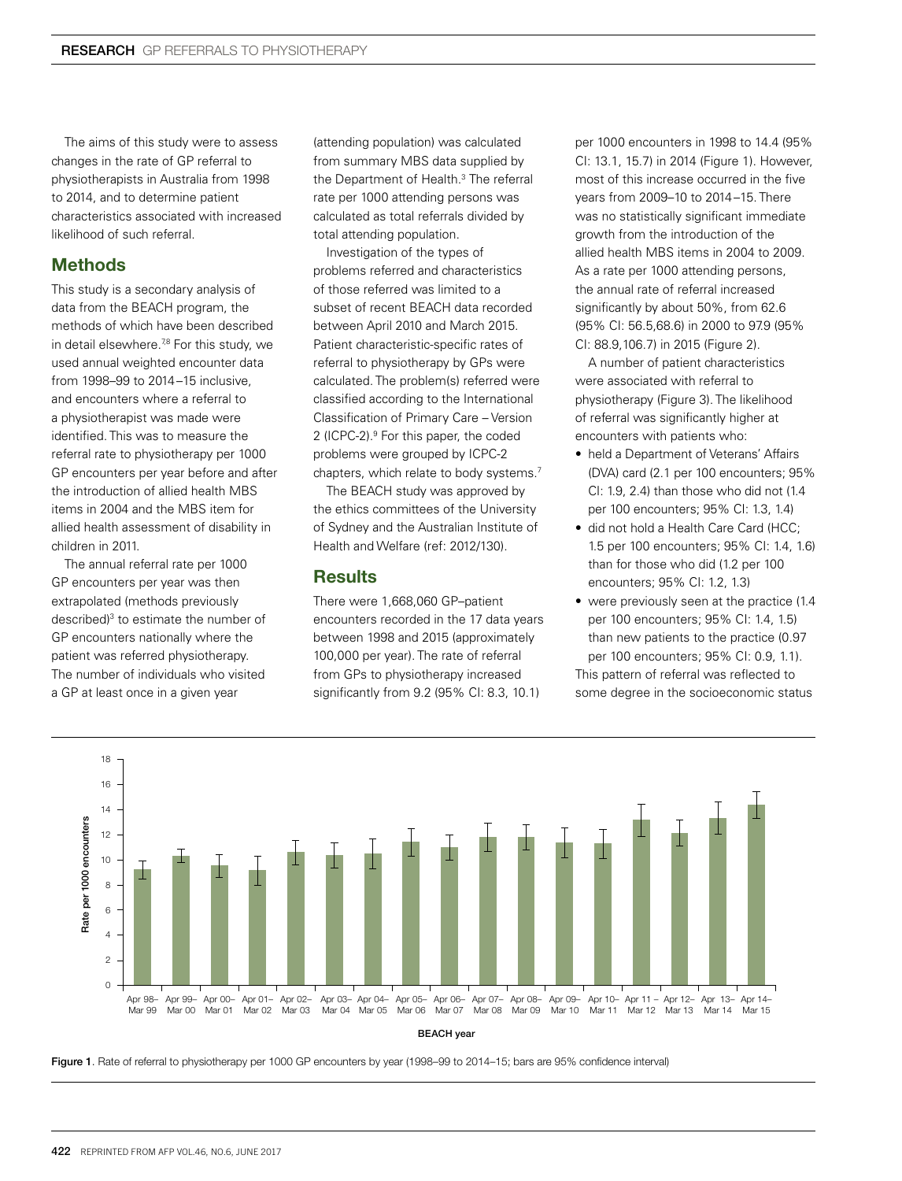The aims of this study were to assess changes in the rate of GP referral to physiotherapists in Australia from 1998 to 2014, and to determine patient characteristics associated with increased likelihood of such referral.

## Methods

This study is a secondary analysis of data from the BEACH program, the methods of which have been described in detail elsewhere.[7,8] For this study, we used annual weighted encounter data from 1998–99 to 2014–15 inclusive, and encounters where a referral to a physiotherapist was made were identified. This was to measure the referral rate to physiotherapy per 1000 GP encounters per year before and after the introduction of allied health MBS items in 2004 and the MBS item for allied health assessment of disability in children in 2011.

The annual referral rate per 1000 GP encounters per year was then extrapolated (methods previously described)[3] to estimate the number of GP encounters nationally where the patient was referred physiotherapy. The number of individuals who visited a GP at least once in a given year (attending population) was calculated from summary MBS data supplied by the Department of Health.[3] The referral rate per 1000 attending persons was calculated as total referrals divided by total attending population.

Investigation of the types of problems referred and characteristics of those referred was limited to a subset of recent BEACH data recorded between April 2010 and March 2015. Patient characteristic-specific rates of referral to physiotherapy by GPs were calculated. The problem(s) referred were classified according to the International Classification of Primary Care – Version 2 (ICPC-2).[9] For this paper, the coded problems were grouped by ICPC-2 chapters, which relate to body systems.[7]

The BEACH study was approved by the ethics committees of the University of Sydney and the Australian Institute of Health and Welfare (ref: 2012/130).

## Results

There were 1,668,060 GP–patient encounters recorded in the 17 data years between 1998 and 2015 (approximately 100,000 per year). The rate of referral from GPs to physiotherapy increased significantly from 9.2 (95% CI: 8.3, 10.1) per 1000 encounters in 1998 to 14.4 (95% CI: 13.1, 15.7) in 2014 (Figure 1). However, most of this increase occurred in the five years from 2009–10 to 2014–15. There was no statistically significant immediate growth from the introduction of the allied health MBS items in 2004 to 2009. As a rate per 1000 attending persons, the annual rate of referral increased significantly by about 50%, from 62.6 (95% CI: 56.5,68.6) in 2000 to 97.9 (95% CI: 88.9,106.7) in 2015 (Figure 2).

A number of patient characteristics were associated with referral to physiotherapy (Figure 3). The likelihood of referral was significantly higher at encounters with patients who:

- held a Department of Veterans' Affairs (DVA) card (2.1 per 100 encounters; 95% CI: 1.9, 2.4) than those who did not (1.4 per 100 encounters; 95% CI: 1.3, 1.4)
- did not hold a Health Care Card (HCC; 1.5 per 100 encounters; 95% CI: 1.4, 1.6) than for those who did (1.2 per 100 encounters; 95% CI: 1.2, 1.3)
- were previously seen at the practice (1.4 per 100 encounters; 95% CI: 1.4, 1.5) than new patients to the practice (0.97 per 100 encounters; 95% CI: 0.9, 1.1).

This pattern of referral was reflected to some degree in the socioeconomic status

**Figure 1**. Rate of referral to physiotherapy per 1000 GP encounters by year (1998–99 to 2014–15; bars are 95% confidence interval)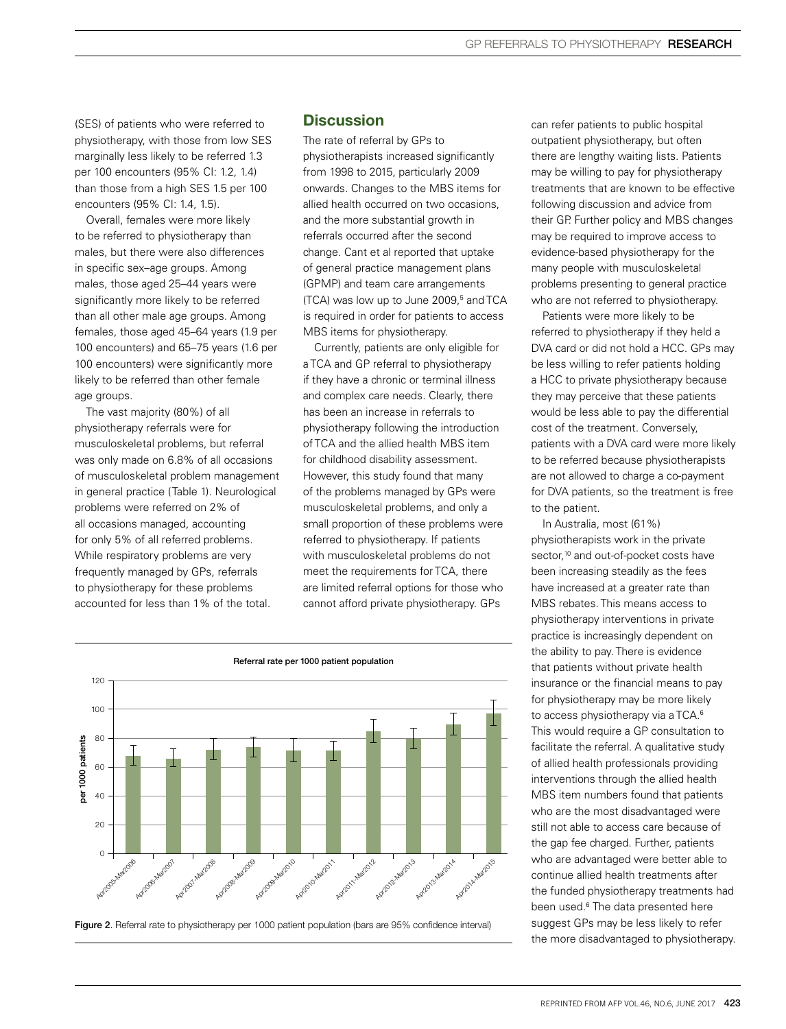(SES) of patients who were referred to physiotherapy, with those from low SES marginally less likely to be referred 1.3 per 100 encounters (95% CI: 1.2, 1.4) than those from a high SES 1.5 per 100 encounters (95% CI: 1.4, 1.5).

Overall, females were more likely to be referred to physiotherapy than males, but there were also differences in specific sex–age groups. Among males, those aged 25–44 years were significantly more likely to be referred than all other male age groups. Among females, those aged 45–64 years (1.9 per 100 encounters) and 65–75 years (1.6 per 100 encounters) were significantly more likely to be referred than other female age groups.

The vast majority (80%) of all physiotherapy referrals were for musculoskeletal problems, but referral was only made on 6.8% of all occasions of musculoskeletal problem management in general practice (Table 1). Neurological problems were referred on 2% of all occasions managed, accounting for only 5% of all referred problems. While respiratory problems are very frequently managed by GPs, referrals to physiotherapy for these problems accounted for less than 1% of the total.

## Discussion

The rate of referral by GPs to physiotherapists increased significantly from 1998 to 2015, particularly 2009 onwards. Changes to the MBS items for allied health occurred on two occasions, and the more substantial growth in referrals occurred after the second change. Cant et al reported that uptake of general practice management plans (GPMP) and team care arrangements (TCA) was low up to June 2009,[5] and TCA is required in order for patients to access MBS items for physiotherapy.

Currently, patients are only eligible for a TCA and GP referral to physiotherapy if they have a chronic or terminal illness and complex care needs. Clearly, there has been an increase in referrals to physiotherapy following the introduction of TCA and the allied health MBS item for childhood disability assessment. However, this study found that many of the problems managed by GPs were musculoskeletal problems, and only a small proportion of these problems were referred to physiotherapy. If patients with musculoskeletal problems do not meet the requirements for TCA, there are limited referral options for those who cannot afford private physiotherapy. GPs can refer patients to public hospital outpatient physiotherapy, but often there are lengthy waiting lists. Patients may be willing to pay for physiotherapy treatments that are known to be effective following discussion and advice from their GP. Further policy and MBS changes may be required to improve access to evidence-based physiotherapy for the many people with musculoskeletal problems presenting to general practice who are not referred to physiotherapy.

Patients were more likely to be referred to physiotherapy if they held a DVA card or did not hold a HCC. GPs may be less willing to refer patients holding a HCC to private physiotherapy because they may perceive that these patients would be less able to pay the differential cost of the treatment. Conversely, patients with a DVA card were more likely to be referred because physiotherapists are not allowed to charge a co-payment for DVA patients, so the treatment is free to the patient.

In Australia, most (61%) physiotherapists work in the private sector,[10] and out-of-pocket costs have been increasing steadily as the fees have increased at a greater rate than MBS rebates. This means access to physiotherapy interventions in private practice is increasingly dependent on the ability to pay. There is evidence that patients without private health insurance or the financial means to pay for physiotherapy may be more likely to access physiotherapy via a TCA.[6] This would require a GP consultation to facilitate the referral. A qualitative study of allied health professionals providing interventions through the allied health MBS item numbers found that patients who are the most disadvantaged were still not able to access care because of the gap fee charged. Further, patients who are advantaged were better able to continue allied health treatments after the funded physiotherapy treatments had been used.[6] The data presented here suggest GPs may be less likely to refer the more disadvantaged to physiotherapy.

Figure 2. Referral rate to physiotherapy per 1000 patient population (bars are 95% confidence interval)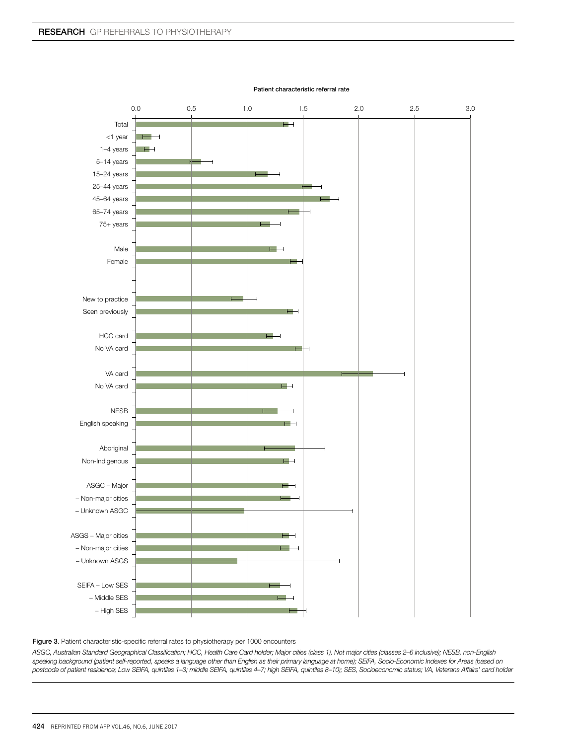Patient characteristic referral rate

| | 0.0 | 0.5 | 1.0 | 1.5 | 2.0 | 2.5 | 3.0 |
|---|---|---|---|---|---|---|---|
| Total | | | | | | | |
| <1 year | | | | | | | |
| 1–4 years | | | | | | | |
| 5–14 years | | | | | | | |
| 15–24 years | | | | | | | |
| 25–44 years | | | | | | | |
| 45–64 years | | | | | | | |
| 65–74 years | | | | | | | |
| 75+ years | | | | | | | |
| Male | | | | | | | |
| Female | | | | | | | |
| New to practice | | | | | | | |
| Seen previously | | | | | | | |
| HCC card | | | | | | | |
| No VA card | | | | | | | |
| VA card | | | | | | | |
| No VA card | | | | | | | |
| NESB | | | | | | | |
| English speaking | | | | | | | |
| Aboriginal | | | | | | | |
| Non-Indigenous | | | | | | | |
| ASGC – Major | | | | | | | |
| – Non-major cities | | | | | | | |
| – Unknown ASGC | | | | | | | |
| ASGS – Major cities | | | | | | | |
| – Non-major cities | | | | | | | |
| – Unknown ASGS | | | | | | | |
| SEIFA – Low SES | | | | | | | |
| – Middle SES | | | | | | | |
| – High SES | | | | | | | |

**Figure 3**. Patient characteristic-specific referral rates to physiotherapy per 1000 encounters

*ASGC, Australian Standard Geographical Classification; HCC, Health Care Card holder; Major cities (class 1), Not major cities (classes 2–6 inclusive); NESB, non-English speaking background (patient self-reported, speaks a language other than English as their primary language at home); SEIFA, Socio-Economic Indexes for Areas (based on postcode of patient residence; Low SEIFA, quintiles 1–3; middle SEIFA, quintiles 4–7; high SEIFA, quintiles 8–10); SES, Socioeconomic status; VA, Veterans Affairs' card holder*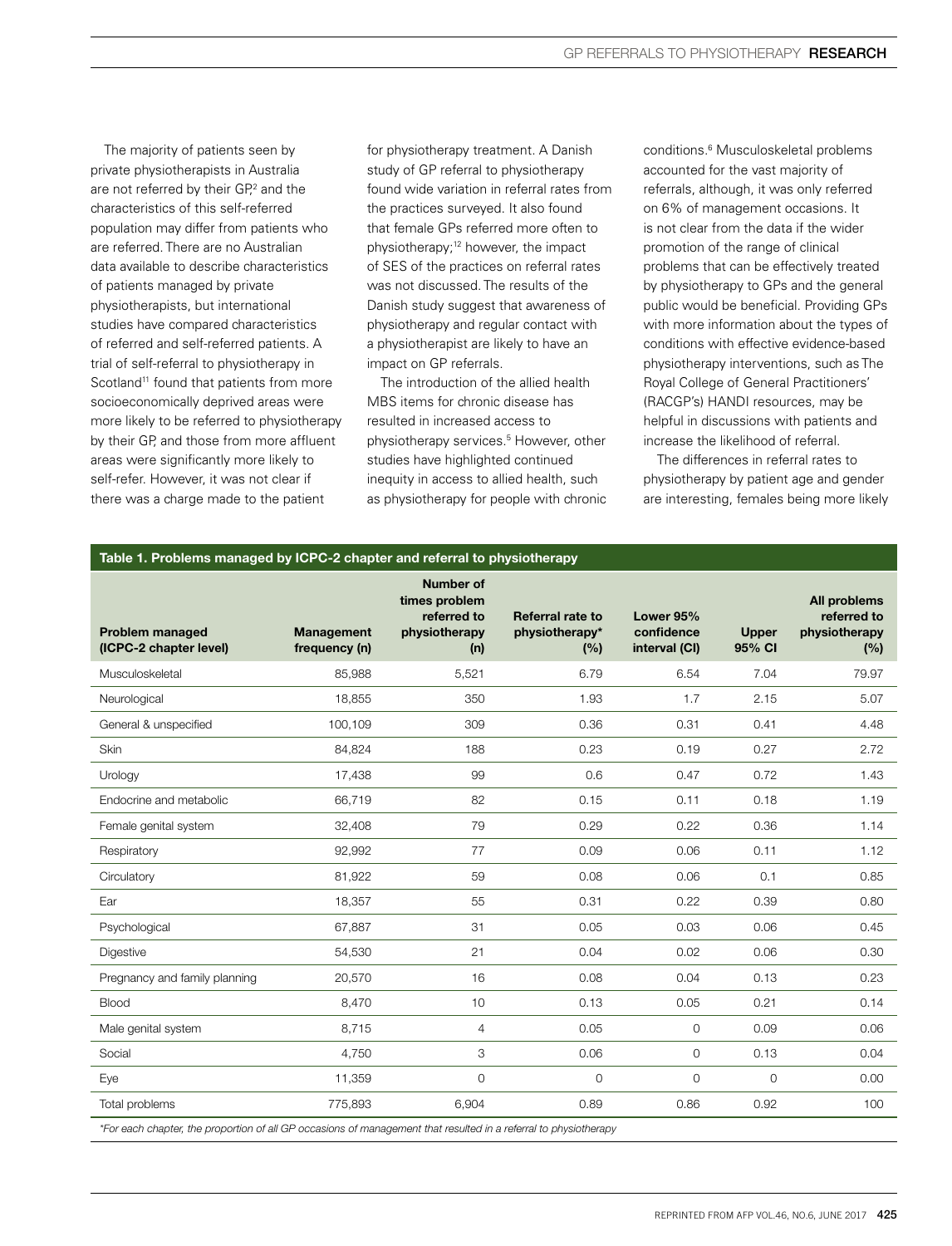The majority of patients seen by private physiotherapists in Australia are not referred by their GP,[2] and the characteristics of this self-referred population may differ from patients who are referred. There are no Australian data available to describe characteristics of patients managed by private physiotherapists, but international studies have compared characteristics of referred and self-referred patients. A trial of self-referral to physiotherapy in Scotland[11] found that patients from more socioeconomically deprived areas were more likely to be referred to physiotherapy by their GP, and those from more affluent areas were significantly more likely to self-refer. However, it was not clear if there was a charge made to the patient for physiotherapy treatment. A Danish study of GP referral to physiotherapy found wide variation in referral rates from the practices surveyed. It also found that female GPs referred more often to physiotherapy;[12] however, the impact of SES of the practices on referral rates was not discussed. The results of the Danish study suggest that awareness of physiotherapy and regular contact with a physiotherapist are likely to have an impact on GP referrals.

The introduction of the allied health MBS items for chronic disease has resulted in increased access to physiotherapy services.[5] However, other studies have highlighted continued inequity in access to allied health, such as physiotherapy for people with chronic conditions.[6] Musculoskeletal problems accounted for the vast majority of referrals, although, it was only referred on 6% of management occasions. It is not clear from the data if the wider promotion of the range of clinical problems that can be effectively treated by physiotherapy to GPs and the general public would be beneficial. Providing GPs with more information about the types of conditions with effective evidence-based physiotherapy interventions, such as The Royal College of General Practitioners' (RACGP's) HANDI resources, may be helpful in discussions with patients and increase the likelihood of referral.

The differences in referral rates to physiotherapy by patient age and gender are interesting, females being more likely

**Table 1. Problems managed by ICPC-2 chapter and referral to physiotherapy**

| Problem managed (ICPC-2 chapter level) | Management frequency (n) | Number of times problem referred to physiotherapy (n) | Referral rate to physiotherapy* (%) | Lower 95% confidence interval (CI) | Upper 95% CI | All problems referred to physiotherapy (%) |
|---|---|---|---|---|---|---|
| Musculoskeletal | 85,988 | 5,521 | 6.79 | 6.54 | 7.04 | 79.97 |
| Neurological | 18,855 | 350 | 1.93 | 1.7 | 2.15 | 5.07 |
| General & unspecified | 100,109 | 309 | 0.36 | 0.31 | 0.41 | 4.48 |
| Skin | 84,824 | 188 | 0.23 | 0.19 | 0.27 | 2.72 |
| Urology | 17,438 | 99 | 0.6 | 0.47 | 0.72 | 1.43 |
| Endocrine and metabolic | 66,719 | 82 | 0.15 | 0.11 | 0.18 | 1.19 |
| Female genital system | 32,408 | 79 | 0.29 | 0.22 | 0.36 | 1.14 |
| Respiratory | 92,992 | 77 | 0.09 | 0.06 | 0.11 | 1.12 |
| Circulatory | 81,922 | 59 | 0.08 | 0.06 | 0.1 | 0.85 |
| Ear | 18,357 | 55 | 0.31 | 0.22 | 0.39 | 0.80 |
| Psychological | 67,887 | 31 | 0.05 | 0.03 | 0.06 | 0.45 |
| Digestive | 54,530 | 21 | 0.04 | 0.02 | 0.06 | 0.30 |
| Pregnancy and family planning | 20,570 | 16 | 0.08 | 0.04 | 0.13 | 0.23 |
| Blood | 8,470 | 10 | 0.13 | 0.05 | 0.21 | 0.14 |
| Male genital system | 8,715 | 4 | 0.05 | 0 | 0.09 | 0.06 |
| Social | 4,750 | 3 | 0.06 | 0 | 0.13 | 0.04 |
| Eye | 11,359 | 0 | 0 | 0 | 0 | 0.00 |
| Total problems | 775,893 | 6,904 | 0.89 | 0.86 | 0.92 | 100 |

*For each chapter, the proportion of all GP occasions of management that resulted in a referral to physiotherapy*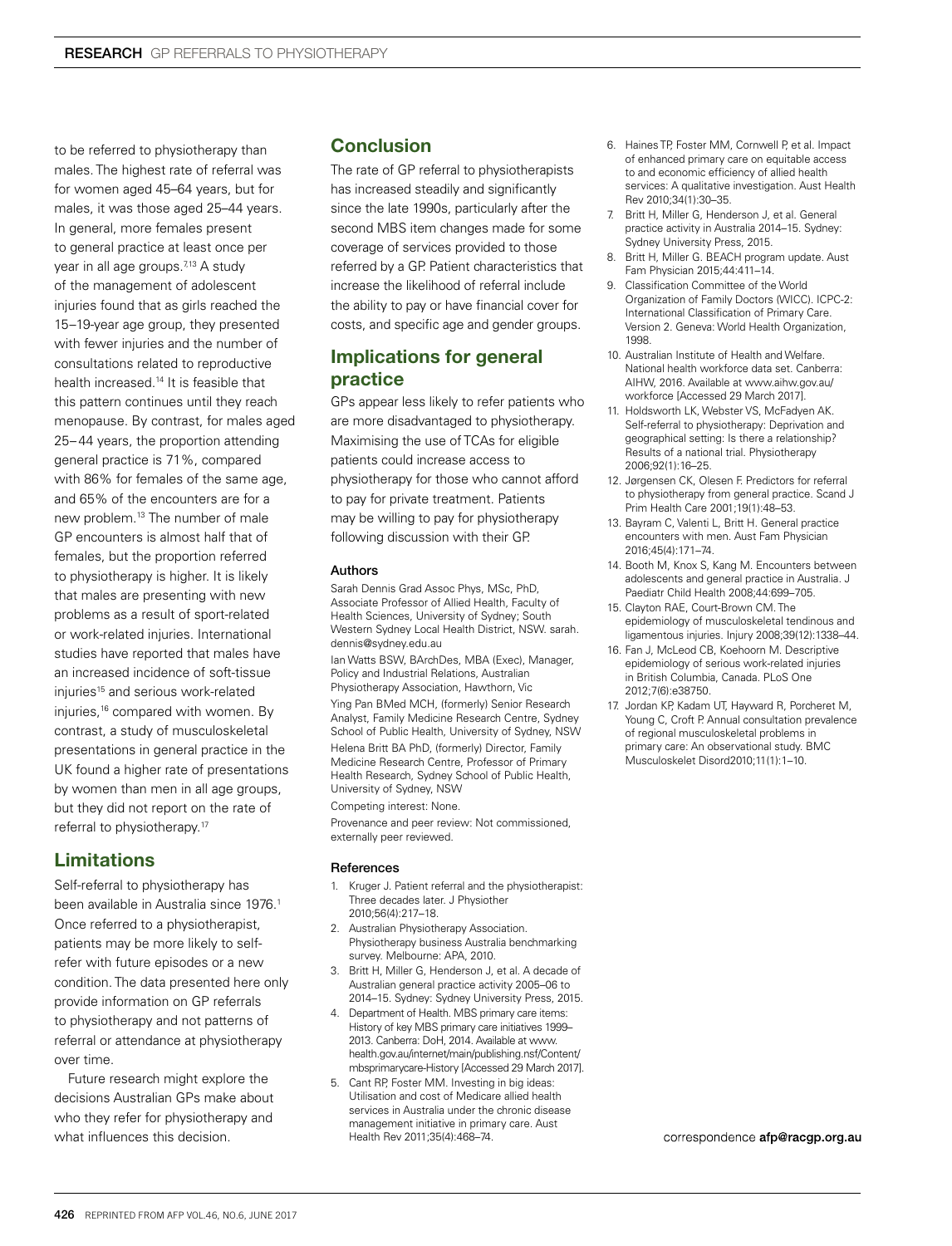to be referred to physiotherapy than males. The highest rate of referral was for women aged 45–64 years, but for males, it was those aged 25–44 years. In general, more females present to general practice at least once per year in all age groups.[7,13] A study of the management of adolescent injuries found that as girls reached the 15–19-year age group, they presented with fewer injuries and the number of consultations related to reproductive health increased.[14] It is feasible that this pattern continues until they reach menopause. By contrast, for males aged 25–44 years, the proportion attending general practice is 71%, compared with 86% for females of the same age, and 65% of the encounters are for a new problem.[13] The number of male GP encounters is almost half that of females, but the proportion referred to physiotherapy is higher. It is likely that males are presenting with new problems as a result of sport-related or work-related injuries. International studies have reported that males have an increased incidence of soft-tissue injuries[15] and serious work-related injuries,[16] compared with women. By contrast, a study of musculoskeletal presentations in general practice in the UK found a higher rate of presentations by women than men in all age groups, but they did not report on the rate of referral to physiotherapy.[17]

## Limitations

Self-referral to physiotherapy has been available in Australia since 1976.[1] Once referred to a physiotherapist, patients may be more likely to self-refer with future episodes or a new condition. The data presented here only provide information on GP referrals to physiotherapy and not patterns of referral or attendance at physiotherapy over time.

Future research might explore the decisions Australian GPs make about who they refer for physiotherapy and what influences this decision.

## Conclusion

The rate of GP referral to physiotherapists has increased steadily and significantly since the late 1990s, particularly after the second MBS item changes made for some coverage of services provided to those referred by a GP. Patient characteristics that increase the likelihood of referral include the ability to pay or have financial cover for costs, and specific age and gender groups.

## Implications for general practice

GPs appear less likely to refer patients who are more disadvantaged to physiotherapy. Maximising the use of TCAs for eligible patients could increase access to physiotherapy for those who cannot afford to pay for private treatment. Patients may be willing to pay for physiotherapy following discussion with their GP.

### Authors

Sarah Dennis Grad Assoc Phys, MSc, PhD, Associate Professor of Allied Health, Faculty of Health Sciences, University of Sydney; South Western Sydney Local Health District, NSW. sarah.dennis@sydney.edu.au

Ian Watts BSW, BArchDes, MBA (Exec), Manager, Policy and Industrial Relations, Australian Physiotherapy Association, Hawthorn, Vic

Ying Pan BMed MCH, (formerly) Senior Research Analyst, Family Medicine Research Centre, Sydney School of Public Health, University of Sydney, NSW

Helena Britt BA PhD, (formerly) Director, Family Medicine Research Centre, Professor of Primary Health Research, Sydney School of Public Health, University of Sydney, NSW

Competing interest: None.

Provenance and peer review: Not commissioned, externally peer reviewed.

### References

1. Kruger J. Patient referral and the physiotherapist: Three decades later. J Physiother 2010;56(4):217–18.
2. Australian Physiotherapy Association. Physiotherapy business Australia benchmarking survey. Melbourne: APA, 2010.
3. Britt H, Miller G, Henderson J, et al. A decade of Australian general practice activity 2005–06 to 2014–15. Sydney: Sydney University Press, 2015.
4. Department of Health. MBS primary care items: History of key MBS primary care initiatives 1999–2013. Canberra: DoH, 2014. Available at www.health.gov.au/internet/main/publishing.nsf/Content/mbsprimarycare-History [Accessed 29 March 2017].
5. Cant RP, Foster MM. Investing in big ideas: Utilisation and cost of Medicare allied health services in Australia under the chronic disease management initiative in primary care. Aust Health Rev 2011;35(4):468–74.
6. Haines TP, Foster MM, Cornwell P, et al. Impact of enhanced primary care on equitable access to and economic efficiency of allied health services: A qualitative investigation. Aust Health Rev 2010;34(1):30–35.
7. Britt H, Miller G, Henderson J, et al. General practice activity in Australia 2014–15. Sydney: Sydney University Press, 2015.
8. Britt H, Miller G. BEACH program update. Aust Fam Physician 2015;44:411–14.
9. Classification Committee of the World Organization of Family Doctors (WICC). ICPC-2: International Classification of Primary Care. Version 2. Geneva: World Health Organization, 1998.
10. Australian Institute of Health and Welfare. National health workforce data set. Canberra: AIHW, 2016. Available at www.aihw.gov.au/workforce [Accessed 29 March 2017].
11. Holdsworth LK, Webster VS, McFadyen AK. Self-referral to physiotherapy: Deprivation and geographical setting: Is there a relationship? Results of a national trial. Physiotherapy 2006;92(1):16–25.
12. Jørgensen CK, Olesen F. Predictors for referral to physiotherapy from general practice. Scand J Prim Health Care 2001;19(1):48–53.
13. Bayram C, Valenti L, Britt H. General practice encounters with men. Aust Fam Physician 2016;45(4):171–74.
14. Booth M, Knox S, Kang M. Encounters between adolescents and general practice in Australia. J Paediatr Child Health 2008;44:699–705.
15. Clayton RAE, Court-Brown CM. The epidemiology of musculoskeletal tendinous and ligamentous injuries. Injury 2008;39(12):1338–44.
16. Fan J, McLeod CB, Koehoorn M. Descriptive epidemiology of serious work-related injuries in British Columbia, Canada. PLoS One 2012;7(6):e38750.
17. Jordan KP, Kadam UT, Hayward R, Porcheret M, Young C, Croft P. Annual consultation prevalence of regional musculoskeletal problems in primary care: An observational study. BMC Musculoskelet Disord2010;11(1):1–10.

correspondence **afp@racgp.org.au**